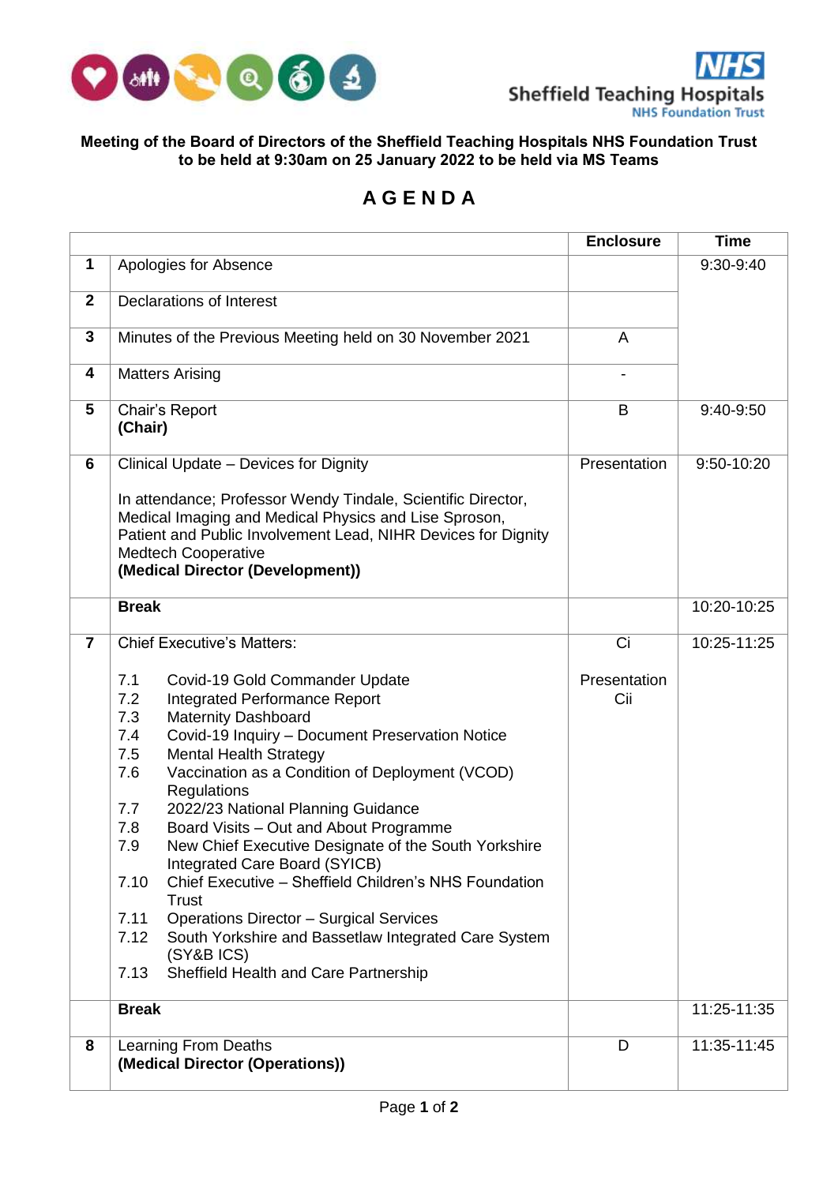**Meeting of the Board of Directors of the Sheffield Teaching Hospitals NHS Foundation Trust to be held at 9:30am on 25 January 2022 to be held via MS Teams**

# A G E N D A

| | | Enclosure | Time |
|---|---|---|---|
| **1** | Apologies for Absence | | 9:30-9:40 |
| **2** | Declarations of Interest | | |
| **3** | Minutes of the Previous Meeting held on 30 November 2021 | A | |
| **4** | Matters Arising | - | |
| **5** | Chair's Report<br>**(Chair)** | B | 9:40-9:50 |
| **6** | Clinical Update – Devices for Dignity<br><br>In attendance; Professor Wendy Tindale, Scientific Director, Medical Imaging and Medical Physics and Lise Sproson, Patient and Public Involvement Lead, NIHR Devices for Dignity Medtech Cooperative<br>**(Medical Director (Development))** | Presentation | 9:50-10:20 |
| | **Break** | | 10:20-10:25 |
| **7** | Chief Executive's Matters:<br><br>7.1 Covid-19 Gold Commander Update<br>7.2 Integrated Performance Report<br>7.3 Maternity Dashboard<br>7.4 Covid-19 Inquiry – Document Preservation Notice<br>7.5 Mental Health Strategy<br>7.6 Vaccination as a Condition of Deployment (VCOD) Regulations<br>7.7 2022/23 National Planning Guidance<br>7.8 Board Visits – Out and About Programme<br>7.9 New Chief Executive Designate of the South Yorkshire Integrated Care Board (SYICB)<br>7.10 Chief Executive – Sheffield Children's NHS Foundation Trust<br>7.11 Operations Director – Surgical Services<br>7.12 South Yorkshire and Bassetlaw Integrated Care System (SY&B ICS)<br>7.13 Sheffield Health and Care Partnership | Ci<br><br>Presentation<br>Cii | 10:25-11:25 |
| | **Break** | | 11:25-11:35 |
| **8** | Learning From Deaths<br>**(Medical Director (Operations))** | D | 11:35-11:45 |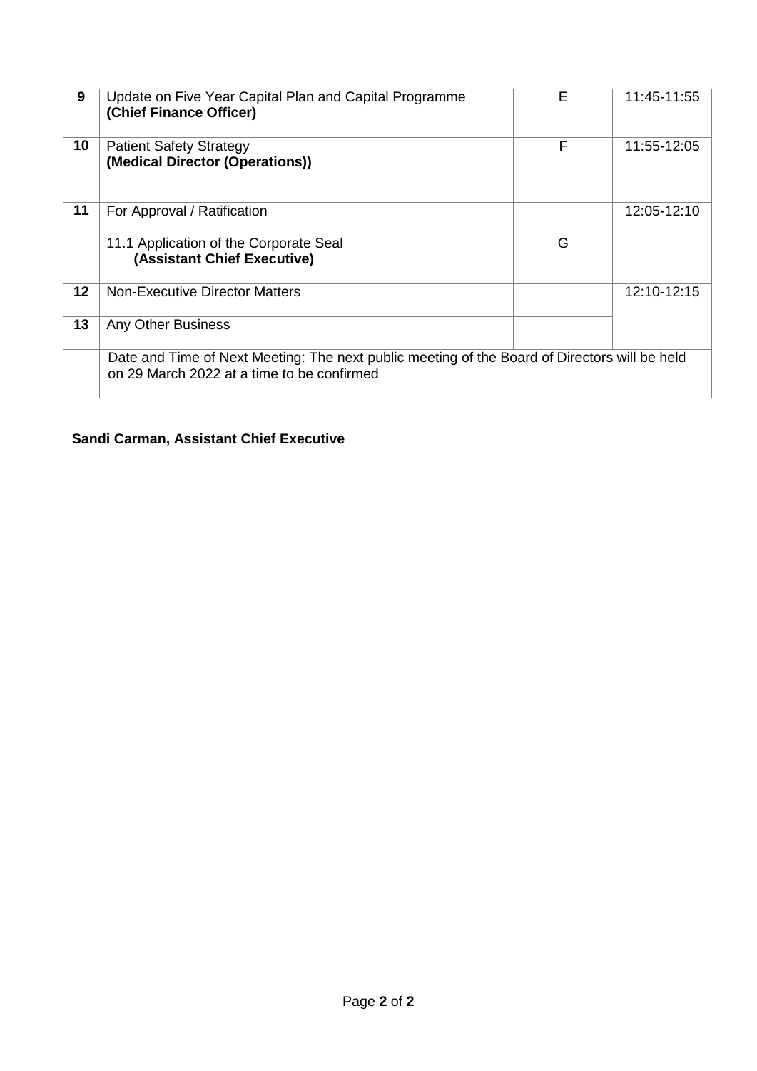| | | | |
|---|---|---|---|
| **9** | Update on Five Year Capital Plan and Capital Programme **(Chief Finance Officer)** | E | 11:45-11:55 |
| **10** | Patient Safety Strategy **(Medical Director (Operations))** | F | 11:55-12:05 |
| **11** | For Approval / Ratification<br><br>11.1 Application of the Corporate Seal **(Assistant Chief Executive)** | G | 12:05-12:10 |
| **12** | Non-Executive Director Matters | | 12:10-12:15 |
| **13** | Any Other Business | | |
| | Date and Time of Next Meeting: The next public meeting of the Board of Directors will be held on 29 March 2022 at a time to be confirmed | | |

**Sandi Carman, Assistant Chief Executive**